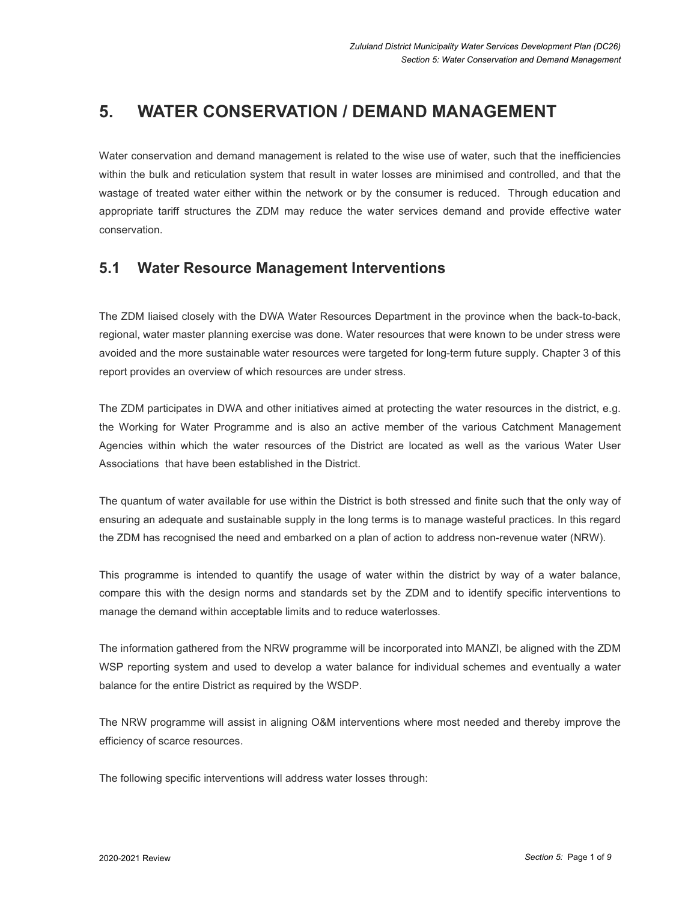# 5. WATER CONSERVATION / DEMAND MANAGEMENT

Water conservation and demand management is related to the wise use of water, such that the inefficiencies within the bulk and reticulation system that result in water losses are minimised and controlled, and that the wastage of treated water either within the network or by the consumer is reduced. Through education and appropriate tariff structures the ZDM may reduce the water services demand and provide effective water conservation.

## 5.1 Water Resource Management Interventions

The ZDM liaised closely with the DWA Water Resources Department in the province when the back-to-back, regional, water master planning exercise was done. Water resources that were known to be under stress were avoided and the more sustainable water resources were targeted for long-term future supply. Chapter 3 of this report provides an overview of which resources are under stress.

The ZDM participates in DWA and other initiatives aimed at protecting the water resources in the district, e.g. the Working for Water Programme and is also an active member of the various Catchment Management Agencies within which the water resources of the District are located as well as the various Water User Associations that have been established in the District.

The quantum of water available for use within the District is both stressed and finite such that the only way of ensuring an adequate and sustainable supply in the long terms is to manage wasteful practices. In this regard the ZDM has recognised the need and embarked on a plan of action to address non-revenue water (NRW).

This programme is intended to quantify the usage of water within the district by way of a water balance, compare this with the design norms and standards set by the ZDM and to identify specific interventions to manage the demand within acceptable limits and to reduce waterlosses.

The information gathered from the NRW programme will be incorporated into MANZI, be aligned with the ZDM WSP reporting system and used to develop a water balance for individual schemes and eventually a water balance for the entire District as required by the WSDP.

The NRW programme will assist in aligning O&M interventions where most needed and thereby improve the efficiency of scarce resources.

The following specific interventions will address water losses through: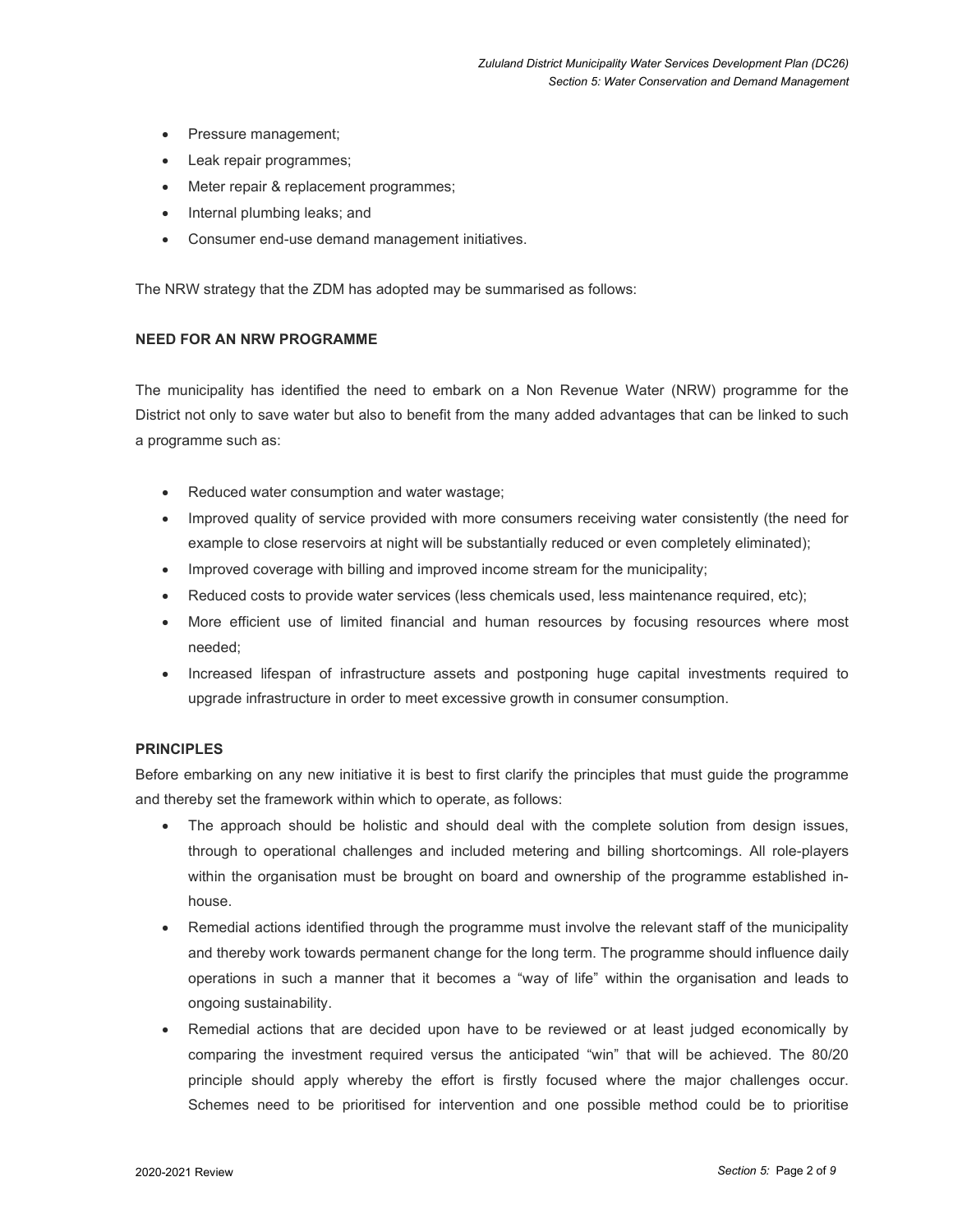- Pressure management;
- Leak repair programmes;
- Meter repair & replacement programmes;
- Internal plumbing leaks; and
- Consumer end-use demand management initiatives.

The NRW strategy that the ZDM has adopted may be summarised as follows:

**NEED FOR AN NRW PROGRAMME**

The municipality has identified the need to embark on a Non Revenue Water (NRW) programme for the District not only to save water but also to benefit from the many added advantages that can be linked to such a programme such as:

- Reduced water consumption and water wastage;
- Improved quality of service provided with more consumers receiving water consistently (the need for example to close reservoirs at night will be substantially reduced or even completely eliminated);
- Improved coverage with billing and improved income stream for the municipality;
- Reduced costs to provide water services (less chemicals used, less maintenance required, etc);
- More efficient use of limited financial and human resources by focusing resources where most needed;
- Increased lifespan of infrastructure assets and postponing huge capital investments required to upgrade infrastructure in order to meet excessive growth in consumer consumption.

**PRINCIPLES**

Before embarking on any new initiative it is best to first clarify the principles that must guide the programme and thereby set the framework within which to operate, as follows:

- The approach should be holistic and should deal with the complete solution from design issues, through to operational challenges and included metering and billing shortcomings. All role-players within the organisation must be brought on board and ownership of the programme established in-house.
- Remedial actions identified through the programme must involve the relevant staff of the municipality and thereby work towards permanent change for the long term. The programme should influence daily operations in such a manner that it becomes a "way of life" within the organisation and leads to ongoing sustainability.
- Remedial actions that are decided upon have to be reviewed or at least judged economically by comparing the investment required versus the anticipated "win" that will be achieved. The 80/20 principle should apply whereby the effort is firstly focused where the major challenges occur. Schemes need to be prioritised for intervention and one possible method could be to prioritise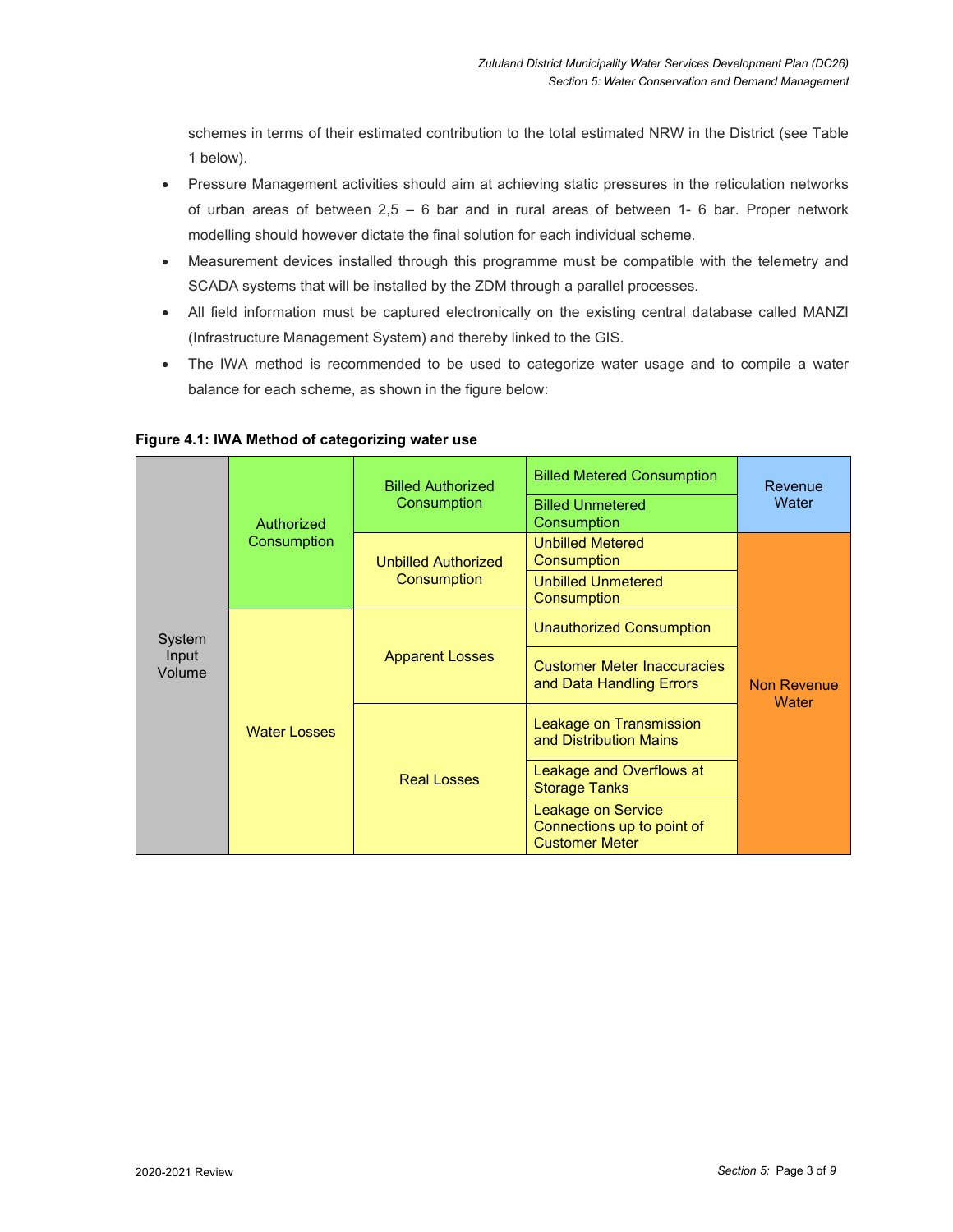schemes in terms of their estimated contribution to the total estimated NRW in the District (see Table 1 below).

- Pressure Management activities should aim at achieving static pressures in the reticulation networks of urban areas of between 2,5 – 6 bar and in rural areas of between 1- 6 bar. Proper network modelling should however dictate the final solution for each individual scheme.
- Measurement devices installed through this programme must be compatible with the telemetry and SCADA systems that will be installed by the ZDM through a parallel processes.
- All field information must be captured electronically on the existing central database called MANZI (Infrastructure Management System) and thereby linked to the GIS.
- The IWA method is recommended to be used to categorize water usage and to compile a water balance for each scheme, as shown in the figure below:

**Figure 4.1: IWA Method of categorizing water use**

| | | | | |
|---|---|---|---|---|
| System Input Volume | Authorized Consumption | Billed Authorized Consumption | Billed Metered Consumption | Revenue Water |
| | | | Billed Unmetered Consumption | |
| | | Unbilled Authorized Consumption | Unbilled Metered Consumption | Non Revenue Water |
| | | | Unbilled Unmetered Consumption | |
| | Water Losses | Apparent Losses | Unauthorized Consumption | |
| | | | Customer Meter Inaccuracies and Data Handling Errors | |
| | | Real Losses | Leakage on Transmission and Distribution Mains | |
| | | | Leakage and Overflows at Storage Tanks | |
| | | | Leakage on Service Connections up to point of Customer Meter | |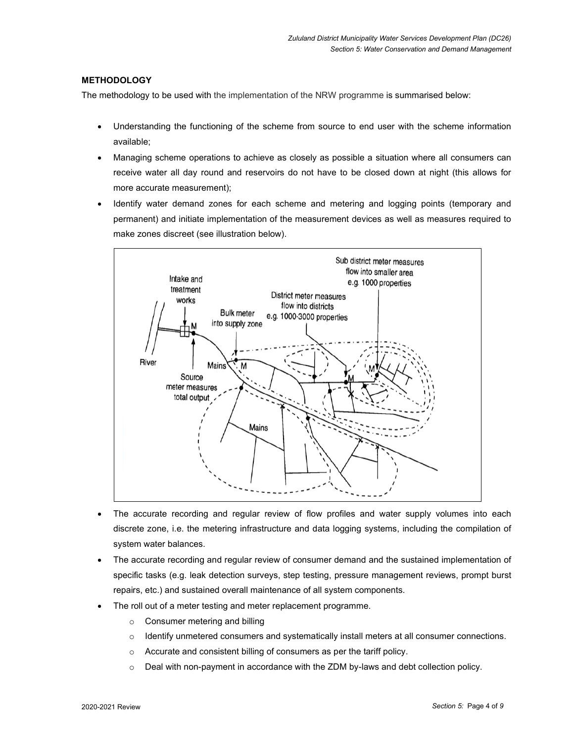**METHODOLOGY**

The methodology to be used with the implementation of the NRW programme is summarised below:

- Understanding the functioning of the scheme from source to end user with the scheme information available;
- Managing scheme operations to achieve as closely as possible a situation where all consumers can receive water all day round and reservoirs do not have to be closed down at night (this allows for more accurate measurement);
- Identify water demand zones for each scheme and metering and logging points (temporary and permanent) and initiate implementation of the measurement devices as well as measures required to make zones discreet (see illustration below).

- The accurate recording and regular review of flow profiles and water supply volumes into each discrete zone, i.e. the metering infrastructure and data logging systems, including the compilation of system water balances.
- The accurate recording and regular review of consumer demand and the sustained implementation of specific tasks (e.g. leak detection surveys, step testing, pressure management reviews, prompt burst repairs, etc.) and sustained overall maintenance of all system components.
- The roll out of a meter testing and meter replacement programme.
  - Consumer metering and billing
  - Identify unmetered consumers and systematically install meters at all consumer connections.
  - Accurate and consistent billing of consumers as per the tariff policy.
  - Deal with non-payment in accordance with the ZDM by-laws and debt collection policy.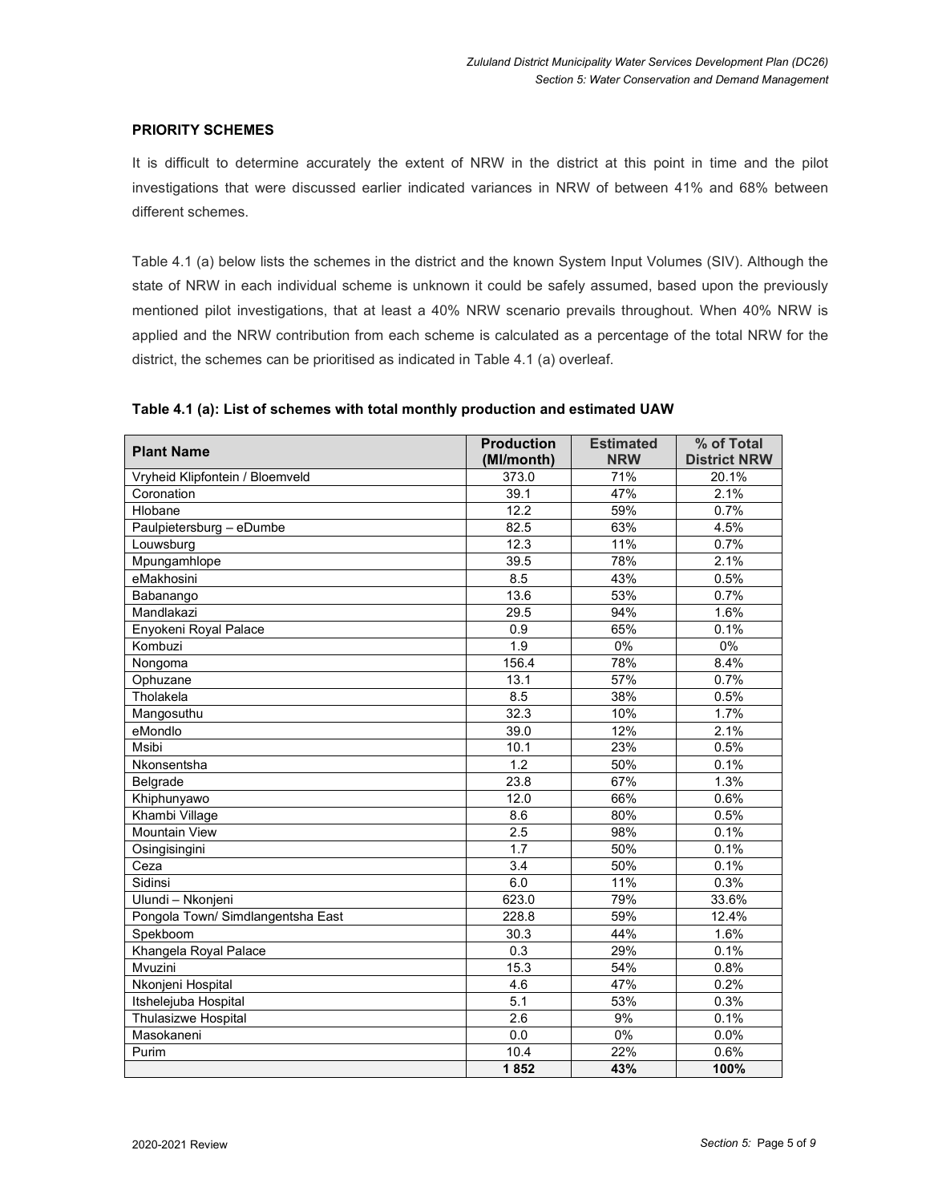### PRIORITY SCHEMES

It is difficult to determine accurately the extent of NRW in the district at this point in time and the pilot investigations that were discussed earlier indicated variances in NRW of between 41% and 68% between different schemes.

Table 4.1 (a) below lists the schemes in the district and the known System Input Volumes (SIV). Although the state of NRW in each individual scheme is unknown it could be safely assumed, based upon the previously mentioned pilot investigations, that at least a 40% NRW scenario prevails throughout. When 40% NRW is applied and the NRW contribution from each scheme is calculated as a percentage of the total NRW for the district, the schemes can be prioritised as indicated in Table 4.1 (a) overleaf.

**Table 4.1 (a): List of schemes with total monthly production and estimated UAW**

| Plant Name | Production (Ml/month) | Estimated NRW | % of Total District NRW |
|---|---|---|---|
| Vryheid Klipfontein / Bloemveld | 373.0 | 71% | 20.1% |
| Coronation | 39.1 | 47% | 2.1% |
| Hlobane | 12.2 | 59% | 0.7% |
| Paulpietersburg – eDumbe | 82.5 | 63% | 4.5% |
| Louwsburg | 12.3 | 11% | 0.7% |
| Mpungamhlope | 39.5 | 78% | 2.1% |
| eMakhosini | 8.5 | 43% | 0.5% |
| Babanango | 13.6 | 53% | 0.7% |
| Mandlakazi | 29.5 | 94% | 1.6% |
| Enyokeni Royal Palace | 0.9 | 65% | 0.1% |
| Kombuzi | 1.9 | 0% | 0% |
| Nongoma | 156.4 | 78% | 8.4% |
| Ophuzane | 13.1 | 57% | 0.7% |
| Tholakela | 8.5 | 38% | 0.5% |
| Mangosuthu | 32.3 | 10% | 1.7% |
| eMondlo | 39.0 | 12% | 2.1% |
| Msibi | 10.1 | 23% | 0.5% |
| Nkonsentsha | 1.2 | 50% | 0.1% |
| Belgrade | 23.8 | 67% | 1.3% |
| Khiphunyawo | 12.0 | 66% | 0.6% |
| Khambi Village | 8.6 | 80% | 0.5% |
| Mountain View | 2.5 | 98% | 0.1% |
| Osingisingini | 1.7 | 50% | 0.1% |
| Ceza | 3.4 | 50% | 0.1% |
| Sidinsi | 6.0 | 11% | 0.3% |
| Ulundi – Nkonjeni | 623.0 | 79% | 33.6% |
| Pongola Town/ Simdlangentsha East | 228.8 | 59% | 12.4% |
| Spekboom | 30.3 | 44% | 1.6% |
| Khangela Royal Palace | 0.3 | 29% | 0.1% |
| Mvuzini | 15.3 | 54% | 0.8% |
| Nkonjeni Hospital | 4.6 | 47% | 0.2% |
| Itshelejuba Hospital | 5.1 | 53% | 0.3% |
| Thulasizwe Hospital | 2.6 | 9% | 0.1% |
| Masokaneni | 0.0 | 0% | 0.0% |
| Purim | 10.4 | 22% | 0.6% |
| | **1 852** | **43%** | **100%** |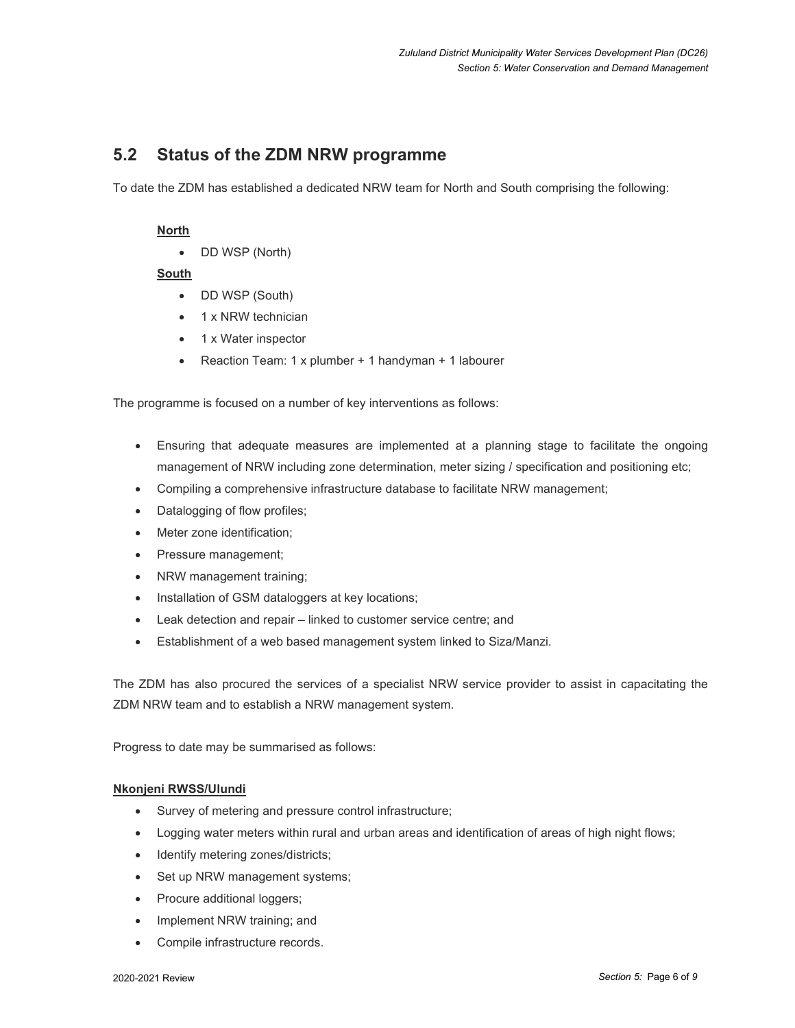## 5.2 Status of the ZDM NRW programme

To date the ZDM has established a dedicated NRW team for North and South comprising the following:

**North**

- DD WSP (North)

**South**

- DD WSP (South)
- 1 x NRW technician
- 1 x Water inspector
- Reaction Team: 1 x plumber + 1 handyman + 1 labourer

The programme is focused on a number of key interventions as follows:

- Ensuring that adequate measures are implemented at a planning stage to facilitate the ongoing management of NRW including zone determination, meter sizing / specification and positioning etc;
- Compiling a comprehensive infrastructure database to facilitate NRW management;
- Datalogging of flow profiles;
- Meter zone identification;
- Pressure management;
- NRW management training;
- Installation of GSM dataloggers at key locations;
- Leak detection and repair – linked to customer service centre; and
- Establishment of a web based management system linked to Siza/Manzi.

The ZDM has also procured the services of a specialist NRW service provider to assist in capacitating the ZDM NRW team and to establish a NRW management system.

Progress to date may be summarised as follows:

**Nkonjeni RWSS/Ulundi**

- Survey of metering and pressure control infrastructure;
- Logging water meters within rural and urban areas and identification of areas of high night flows;
- Identify metering zones/districts;
- Set up NRW management systems;
- Procure additional loggers;
- Implement NRW training; and
- Compile infrastructure records.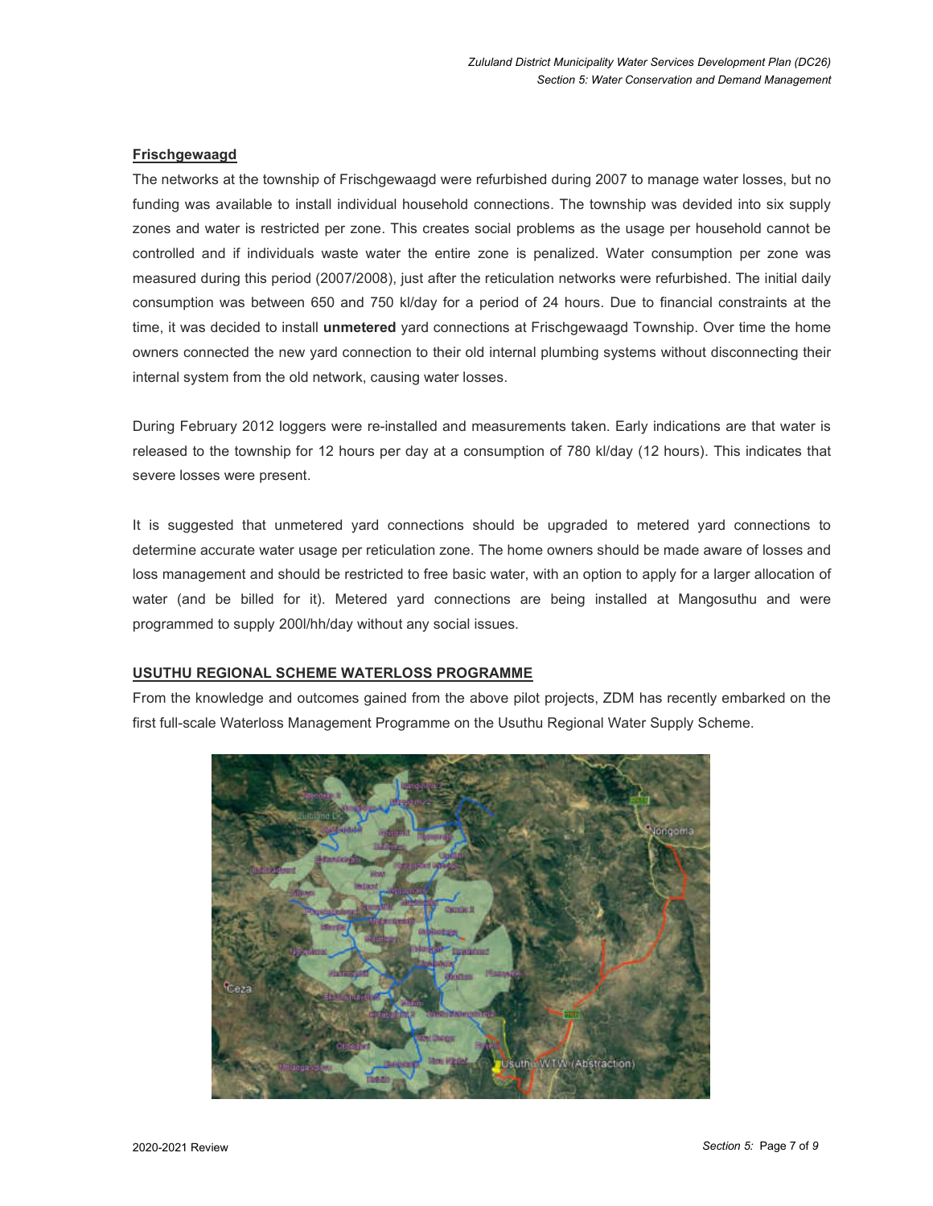**Frischgewaagd**

The networks at the township of Frischgewaagd were refurbished during 2007 to manage water losses, but no funding was available to install individual household connections. The township was devided into six supply zones and water is restricted per zone. This creates social problems as the usage per household cannot be controlled and if individuals waste water the entire zone is penalized. Water consumption per zone was measured during this period (2007/2008), just after the reticulation networks were refurbished. The initial daily consumption was between 650 and 750 kl/day for a period of 24 hours. Due to financial constraints at the time, it was decided to install **unmetered** yard connections at Frischgewaagd Township. Over time the home owners connected the new yard connection to their old internal plumbing systems without disconnecting their internal system from the old network, causing water losses.

During February 2012 loggers were re-installed and measurements taken. Early indications are that water is released to the township for 12 hours per day at a consumption of 780 kl/day (12 hours). This indicates that severe losses were present.

It is suggested that unmetered yard connections should be upgraded to metered yard connections to determine accurate water usage per reticulation zone. The home owners should be made aware of losses and loss management and should be restricted to free basic water, with an option to apply for a larger allocation of water (and be billed for it). Metered yard connections are being installed at Mangosuthu and were programmed to supply 200l/hh/day without any social issues.

**USUTHU REGIONAL SCHEME WATERLOSS PROGRAMME**

From the knowledge and outcomes gained from the above pilot projects, ZDM has recently embarked on the first full-scale Waterloss Management Programme on the Usuthu Regional Water Supply Scheme.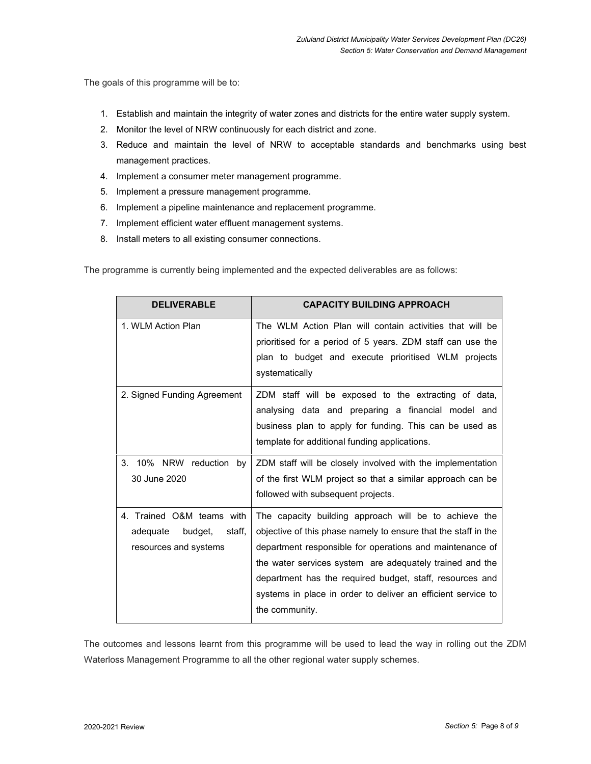The goals of this programme will be to:

1. Establish and maintain the integrity of water zones and districts for the entire water supply system.
2. Monitor the level of NRW continuously for each district and zone.
3. Reduce and maintain the level of NRW to acceptable standards and benchmarks using best management practices.
4. Implement a consumer meter management programme.
5. Implement a pressure management programme.
6. Implement a pipeline maintenance and replacement programme.
7. Implement efficient water effluent management systems.
8. Install meters to all existing consumer connections.

The programme is currently being implemented and the expected deliverables are as follows:

| DELIVERABLE | CAPACITY BUILDING APPROACH |
|---|---|
| 1. WLM Action Plan | The WLM Action Plan will contain activities that will be prioritised for a period of 5 years. ZDM staff can use the plan to budget and execute prioritised WLM projects systematically |
| 2. Signed Funding Agreement | ZDM staff will be exposed to the extracting of data, analysing data and preparing a financial model and business plan to apply for funding. This can be used as template for additional funding applications. |
| 3. 10% NRW reduction by 30 June 2020 | ZDM staff will be closely involved with the implementation of the first WLM project so that a similar approach can be followed with subsequent projects. |
| 4. Trained O&M teams with adequate budget, staff, resources and systems | The capacity building approach will be to achieve the objective of this phase namely to ensure that the staff in the department responsible for operations and maintenance of the water services system are adequately trained and the department has the required budget, staff, resources and systems in place in order to deliver an efficient service to the community. |

The outcomes and lessons learnt from this programme will be used to lead the way in rolling out the ZDM Waterloss Management Programme to all the other regional water supply schemes.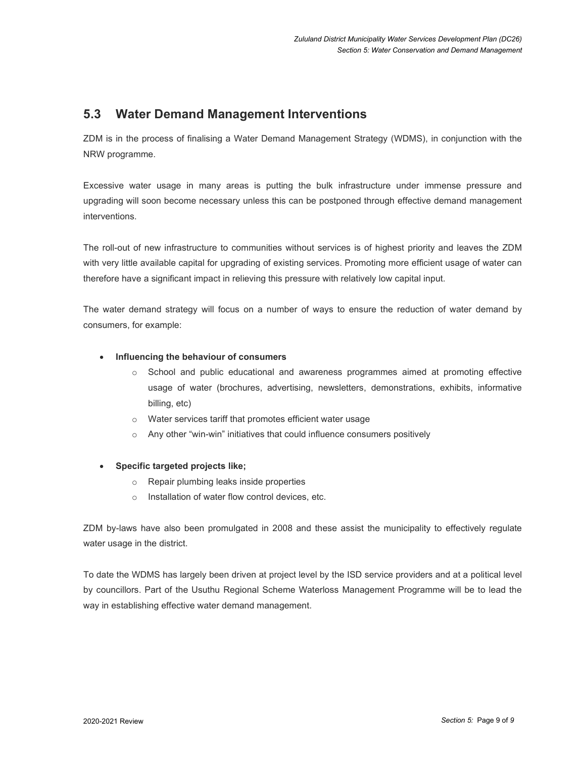## 5.3 Water Demand Management Interventions

ZDM is in the process of finalising a Water Demand Management Strategy (WDMS), in conjunction with the NRW programme.

Excessive water usage in many areas is putting the bulk infrastructure under immense pressure and upgrading will soon become necessary unless this can be postponed through effective demand management interventions.

The roll-out of new infrastructure to communities without services is of highest priority and leaves the ZDM with very little available capital for upgrading of existing services. Promoting more efficient usage of water can therefore have a significant impact in relieving this pressure with relatively low capital input.

The water demand strategy will focus on a number of ways to ensure the reduction of water demand by consumers, for example:

- **Influencing the behaviour of consumers**
  - School and public educational and awareness programmes aimed at promoting effective usage of water (brochures, advertising, newsletters, demonstrations, exhibits, informative billing, etc)
  - Water services tariff that promotes efficient water usage
  - Any other "win-win" initiatives that could influence consumers positively

- **Specific targeted projects like;**
  - Repair plumbing leaks inside properties
  - Installation of water flow control devices, etc.

ZDM by-laws have also been promulgated in 2008 and these assist the municipality to effectively regulate water usage in the district.

To date the WDMS has largely been driven at project level by the ISD service providers and at a political level by councillors. Part of the Usuthu Regional Scheme Waterloss Management Programme will be to lead the way in establishing effective water demand management.